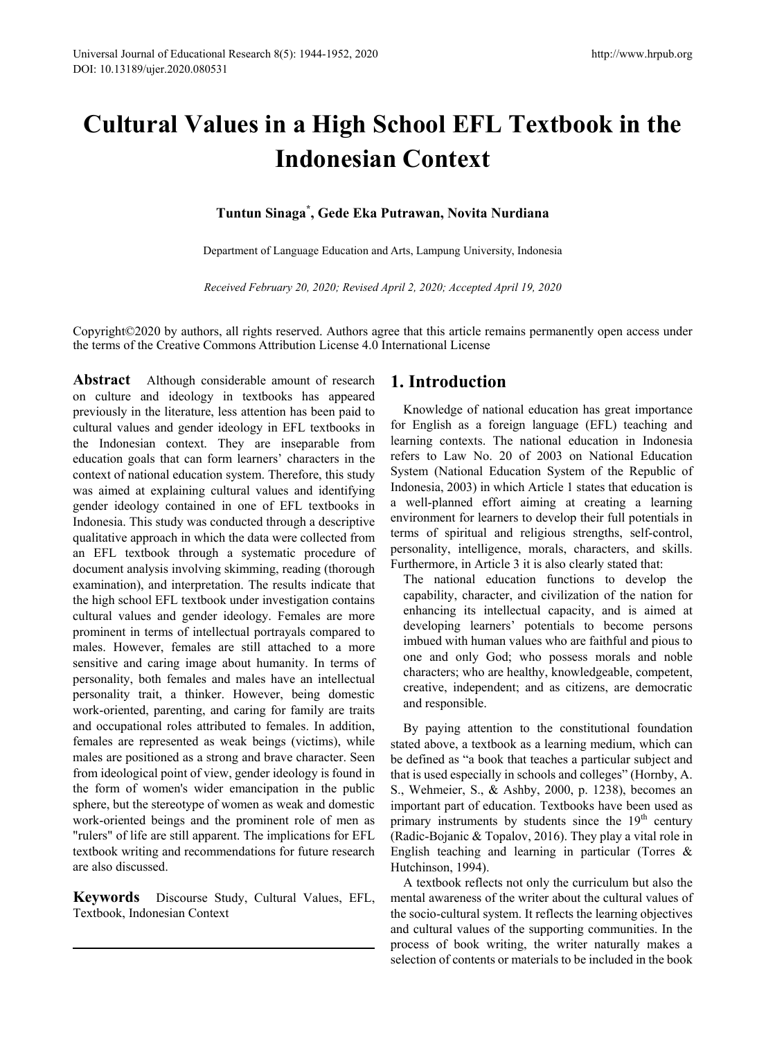# Cultural Values in a High School EFL Textbook in the Indonesian Context

**Tuntun Sinaga[*], Gede Eka Putrawan, Novita Nurdiana**

Department of Language Education and Arts, Lampung University, Indonesia

*Received February 20, 2020; Revised April 2, 2020; Accepted April 19, 2020*

Copyright©2020 by authors, all rights reserved. Authors agree that this article remains permanently open access under the terms of the Creative Commons Attribution License 4.0 International License

**Abstract** Although considerable amount of research on culture and ideology in textbooks has appeared previously in the literature, less attention has been paid to cultural values and gender ideology in EFL textbooks in the Indonesian context. They are inseparable from education goals that can form learners' characters in the context of national education system. Therefore, this study was aimed at explaining cultural values and identifying gender ideology contained in one of EFL textbooks in Indonesia. This study was conducted through a descriptive qualitative approach in which the data were collected from an EFL textbook through a systematic procedure of document analysis involving skimming, reading (thorough examination), and interpretation. The results indicate that the high school EFL textbook under investigation contains cultural values and gender ideology. Females are more prominent in terms of intellectual portrayals compared to males. However, females are still attached to a more sensitive and caring image about humanity. In terms of personality, both females and males have an intellectual personality trait, a thinker. However, being domestic work-oriented, parenting, and caring for family are traits and occupational roles attributed to females. In addition, females are represented as weak beings (victims), while males are positioned as a strong and brave character. Seen from ideological point of view, gender ideology is found in the form of women's wider emancipation in the public sphere, but the stereotype of women as weak and domestic work-oriented beings and the prominent role of men as "rulers" of life are still apparent. The implications for EFL textbook writing and recommendations for future research are also discussed.

**Keywords** Discourse Study, Cultural Values, EFL, Textbook, Indonesian Context

## 1. Introduction

Knowledge of national education has great importance for English as a foreign language (EFL) teaching and learning contexts. The national education in Indonesia refers to Law No. 20 of 2003 on National Education System (National Education System of the Republic of Indonesia, 2003) in which Article 1 states that education is a well-planned effort aiming at creating a learning environment for learners to develop their full potentials in terms of spiritual and religious strengths, self-control, personality, intelligence, morals, characters, and skills. Furthermore, in Article 3 it is also clearly stated that:

> The national education functions to develop the capability, character, and civilization of the nation for enhancing its intellectual capacity, and is aimed at developing learners' potentials to become persons imbued with human values who are faithful and pious to one and only God; who possess morals and noble characters; who are healthy, knowledgeable, competent, creative, independent; and as citizens, are democratic and responsible.

By paying attention to the constitutional foundation stated above, a textbook as a learning medium, which can be defined as "a book that teaches a particular subject and that is used especially in schools and colleges" (Hornby, A. S., Wehmeier, S., & Ashby, 2000, p. 1238), becomes an important part of education. Textbooks have been used as primary instruments by students since the 19th century (Radic-Bojanic & Topalov, 2016). They play a vital role in English teaching and learning in particular (Torres & Hutchinson, 1994).

A textbook reflects not only the curriculum but also the mental awareness of the writer about the cultural values of the socio-cultural system. It reflects the learning objectives and cultural values of the supporting communities. In the process of book writing, the writer naturally makes a selection of contents or materials to be included in the book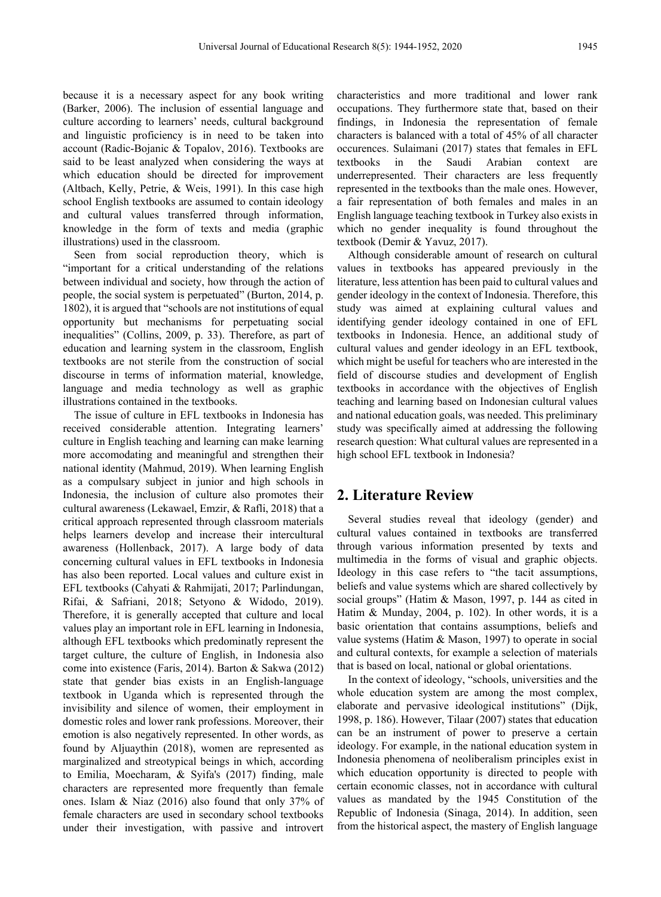because it is a necessary aspect for any book writing (Barker, 2006). The inclusion of essential language and culture according to learners' needs, cultural background and linguistic proficiency is in need to be taken into account (Radic-Bojanic & Topalov, 2016). Textbooks are said to be least analyzed when considering the ways at which education should be directed for improvement (Altbach, Kelly, Petrie, & Weis, 1991). In this case high school English textbooks are assumed to contain ideology and cultural values transferred through information, knowledge in the form of texts and media (graphic illustrations) used in the classroom.

Seen from social reproduction theory, which is "important for a critical understanding of the relations between individual and society, how through the action of people, the social system is perpetuated" (Burton, 2014, p. 1802), it is argued that "schools are not institutions of equal opportunity but mechanisms for perpetuating social inequalities" (Collins, 2009, p. 33). Therefore, as part of education and learning system in the classroom, English textbooks are not sterile from the construction of social discourse in terms of information material, knowledge, language and media technology as well as graphic illustrations contained in the textbooks.

The issue of culture in EFL textbooks in Indonesia has received considerable attention. Integrating learners' culture in English teaching and learning can make learning more accomodating and meaningful and strengthen their national identity (Mahmud, 2019). When learning English as a compulsary subject in junior and high schools in Indonesia, the inclusion of culture also promotes their cultural awareness (Lekawael, Emzir, & Rafli, 2018) that a critical approach represented through classroom materials helps learners develop and increase their intercultural awareness (Hollenback, 2017). A large body of data concerning cultural values in EFL textbooks in Indonesia has also been reported. Local values and culture exist in EFL textbooks (Cahyati & Rahmijati, 2017; Parlindungan, Rifai, & Safriani, 2018; Setyono & Widodo, 2019). Therefore, it is generally accepted that culture and local values play an important role in EFL learning in Indonesia, although EFL textbooks which predominatly represent the target culture, the culture of English, in Indonesia also come into existence (Faris, 2014). Barton & Sakwa (2012) state that gender bias exists in an English-language textbook in Uganda which is represented through the invisibility and silence of women, their employment in domestic roles and lower rank professions. Moreover, their emotion is also negatively represented. In other words, as found by Aljuaythin (2018), women are represented as marginalized and streotypical beings in which, according to Emilia, Moecharam, & Syifa's (2017) finding, male characters are represented more frequently than female ones. Islam & Niaz (2016) also found that only 37% of female characters are used in secondary school textbooks under their investigation, with passive and introvert characteristics and more traditional and lower rank occupations. They furthermore state that, based on their findings, in Indonesia the representation of female characters is balanced with a total of 45% of all character occurences. Sulaimani (2017) states that females in EFL textbooks in the Saudi Arabian context are underrepresented. Their characters are less frequently represented in the textbooks than the male ones. However, a fair representation of both females and males in an English language teaching textbook in Turkey also exists in which no gender inequality is found throughout the textbook (Demir & Yavuz, 2017).

Although considerable amount of research on cultural values in textbooks has appeared previously in the literature, less attention has been paid to cultural values and gender ideology in the context of Indonesia. Therefore, this study was aimed at explaining cultural values and identifying gender ideology contained in one of EFL textbooks in Indonesia. Hence, an additional study of cultural values and gender ideology in an EFL textbook, which might be useful for teachers who are interested in the field of discourse studies and development of English textbooks in accordance with the objectives of English teaching and learning based on Indonesian cultural values and national education goals, was needed. This preliminary study was specifically aimed at addressing the following research question: What cultural values are represented in a high school EFL textbook in Indonesia?

## 2. Literature Review

Several studies reveal that ideology (gender) and cultural values contained in textbooks are transferred through various information presented by texts and multimedia in the forms of visual and graphic objects. Ideology in this case refers to "the tacit assumptions, beliefs and value systems which are shared collectively by social groups" (Hatim & Mason, 1997, p. 144 as cited in Hatim & Munday, 2004, p. 102). In other words, it is a basic orientation that contains assumptions, beliefs and value systems (Hatim & Mason, 1997) to operate in social and cultural contexts, for example a selection of materials that is based on local, national or global orientations.

In the context of ideology, "schools, universities and the whole education system are among the most complex, elaborate and pervasive ideological institutions" (Dijk, 1998, p. 186). However, Tilaar (2007) states that education can be an instrument of power to preserve a certain ideology. For example, in the national education system in Indonesia phenomena of neoliberalism principles exist in which education opportunity is directed to people with certain economic classes, not in accordance with cultural values as mandated by the 1945 Constitution of the Republic of Indonesia (Sinaga, 2014). In addition, seen from the historical aspect, the mastery of English language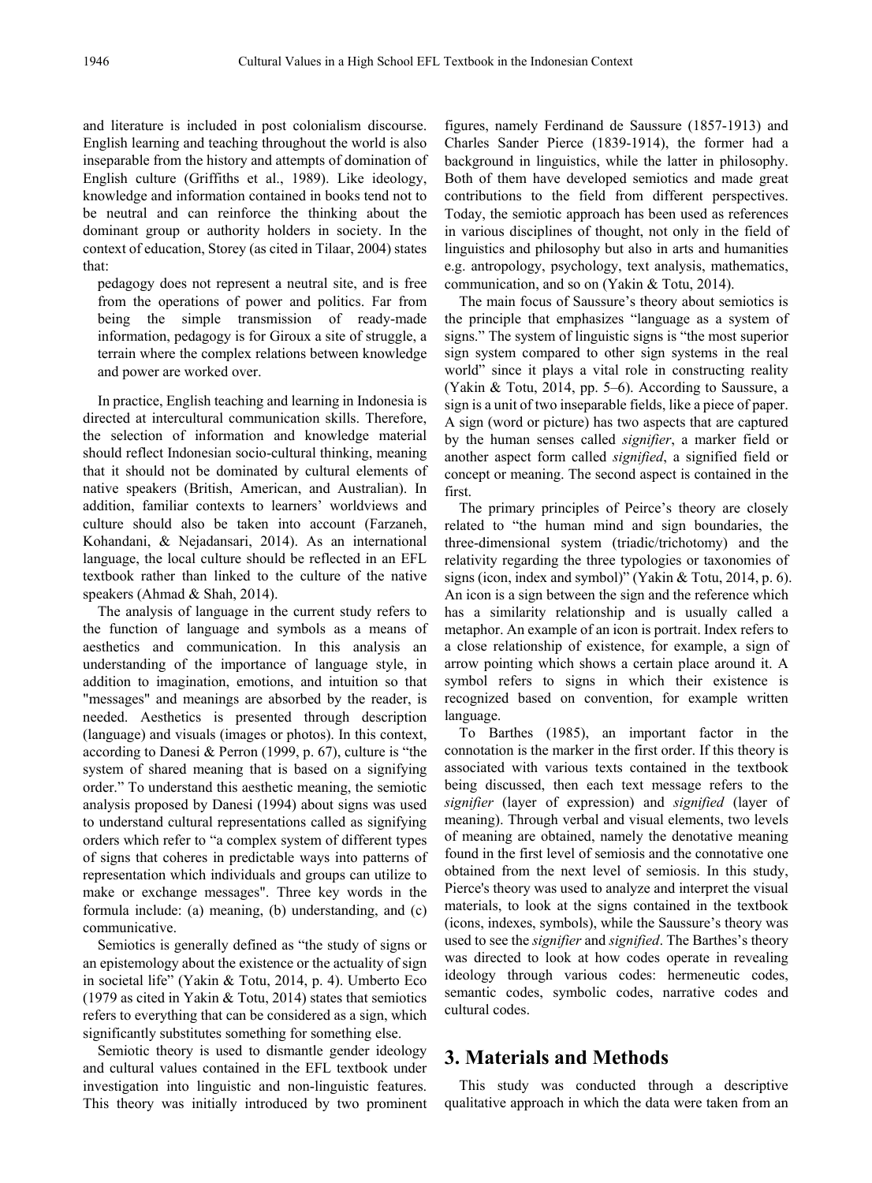and literature is included in post colonialism discourse. English learning and teaching throughout the world is also inseparable from the history and attempts of domination of English culture (Griffiths et al., 1989). Like ideology, knowledge and information contained in books tend not to be neutral and can reinforce the thinking about the dominant group or authority holders in society. In the context of education, Storey (as cited in Tilaar, 2004) states that:

> pedagogy does not represent a neutral site, and is free from the operations of power and politics. Far from being the simple transmission of ready-made information, pedagogy is for Giroux a site of struggle, a terrain where the complex relations between knowledge and power are worked over.

In practice, English teaching and learning in Indonesia is directed at intercultural communication skills. Therefore, the selection of information and knowledge material should reflect Indonesian socio-cultural thinking, meaning that it should not be dominated by cultural elements of native speakers (British, American, and Australian). In addition, familiar contexts to learners' worldviews and culture should also be taken into account (Farzaneh, Kohandani, & Nejadansari, 2014). As an international language, the local culture should be reflected in an EFL textbook rather than linked to the culture of the native speakers (Ahmad & Shah, 2014).

The analysis of language in the current study refers to the function of language and symbols as a means of aesthetics and communication. In this analysis an understanding of the importance of language style, in addition to imagination, emotions, and intuition so that "messages" and meanings are absorbed by the reader, is needed. Aesthetics is presented through description (language) and visuals (images or photos). In this context, according to Danesi & Perron (1999, p. 67), culture is "the system of shared meaning that is based on a signifying order." To understand this aesthetic meaning, the semiotic analysis proposed by Danesi (1994) about signs was used to understand cultural representations called as signifying orders which refer to "a complex system of different types of signs that coheres in predictable ways into patterns of representation which individuals and groups can utilize to make or exchange messages". Three key words in the formula include: (a) meaning, (b) understanding, and (c) communicative.

Semiotics is generally defined as "the study of signs or an epistemology about the existence or the actuality of sign in societal life" (Yakin & Totu, 2014, p. 4). Umberto Eco (1979 as cited in Yakin & Totu, 2014) states that semiotics refers to everything that can be considered as a sign, which significantly substitutes something for something else.

Semiotic theory is used to dismantle gender ideology and cultural values contained in the EFL textbook under investigation into linguistic and non-linguistic features. This theory was initially introduced by two prominent figures, namely Ferdinand de Saussure (1857-1913) and Charles Sander Pierce (1839-1914), the former had a background in linguistics, while the latter in philosophy. Both of them have developed semiotics and made great contributions to the field from different perspectives. Today, the semiotic approach has been used as references in various disciplines of thought, not only in the field of linguistics and philosophy but also in arts and humanities e.g. antropology, psychology, text analysis, mathematics, communication, and so on (Yakin & Totu, 2014).

The main focus of Saussure's theory about semiotics is the principle that emphasizes "language as a system of signs." The system of linguistic signs is "the most superior sign system compared to other sign systems in the real world" since it plays a vital role in constructing reality (Yakin & Totu, 2014, pp. 5–6). According to Saussure, a sign is a unit of two inseparable fields, like a piece of paper. A sign (word or picture) has two aspects that are captured by the human senses called *signifier*, a marker field or another aspect form called *signified*, a signified field or concept or meaning. The second aspect is contained in the first.

The primary principles of Peirce's theory are closely related to "the human mind and sign boundaries, the three-dimensional system (triadic/trichotomy) and the relativity regarding the three typologies or taxonomies of signs (icon, index and symbol)" (Yakin & Totu, 2014, p. 6). An icon is a sign between the sign and the reference which has a similarity relationship and is usually called a metaphor. An example of an icon is portrait. Index refers to a close relationship of existence, for example, a sign of arrow pointing which shows a certain place around it. A symbol refers to signs in which their existence is recognized based on convention, for example written language.

To Barthes (1985), an important factor in the connotation is the marker in the first order. If this theory is associated with various texts contained in the textbook being discussed, then each text message refers to the *signifier* (layer of expression) and *signified* (layer of meaning). Through verbal and visual elements, two levels of meaning are obtained, namely the denotative meaning found in the first level of semiosis and the connotative one obtained from the next level of semiosis. In this study, Pierce's theory was used to analyze and interpret the visual materials, to look at the signs contained in the textbook (icons, indexes, symbols), while the Saussure's theory was used to see the *signifier* and *signified*. The Barthes's theory was directed to look at how codes operate in revealing ideology through various codes: hermeneutic codes, semantic codes, symbolic codes, narrative codes and cultural codes.

## 3. Materials and Methods

This study was conducted through a descriptive qualitative approach in which the data were taken from an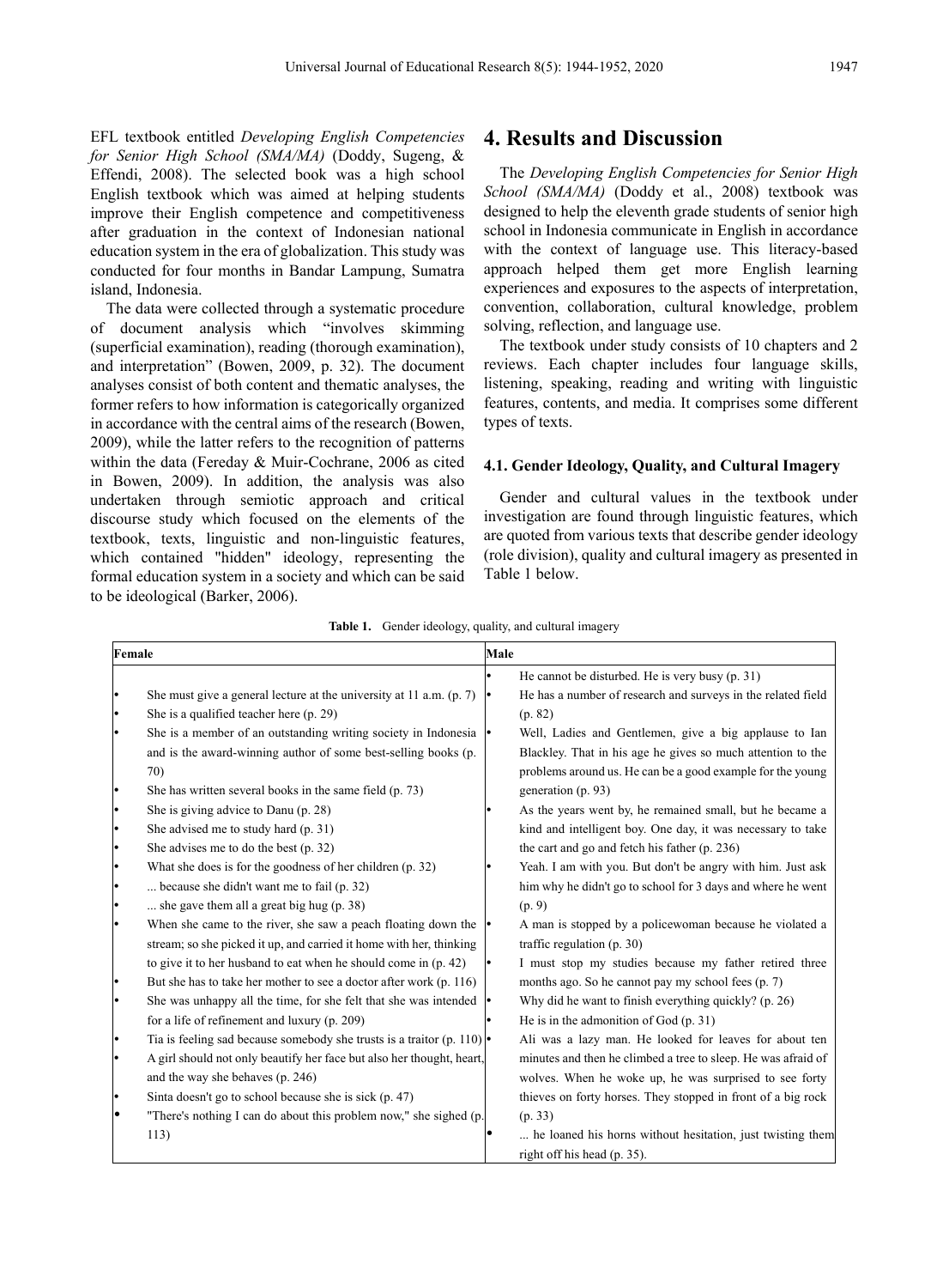EFL textbook entitled *Developing English Competencies for Senior High School (SMA/MA)* (Doddy, Sugeng, & Effendi, 2008). The selected book was a high school English textbook which was aimed at helping students improve their English competence and competitiveness after graduation in the context of Indonesian national education system in the era of globalization. This study was conducted for four months in Bandar Lampung, Sumatra island, Indonesia.

The data were collected through a systematic procedure of document analysis which "involves skimming (superficial examination), reading (thorough examination), and interpretation" (Bowen, 2009, p. 32). The document analyses consist of both content and thematic analyses, the former refers to how information is categorically organized in accordance with the central aims of the research (Bowen, 2009), while the latter refers to the recognition of patterns within the data (Fereday & Muir-Cochrane, 2006 as cited in Bowen, 2009). In addition, the analysis was also undertaken through semiotic approach and critical discourse study which focused on the elements of the textbook, texts, linguistic and non-linguistic features, which contained "hidden" ideology, representing the formal education system in a society and which can be said to be ideological (Barker, 2006).

## 4. Results and Discussion

The *Developing English Competencies for Senior High School (SMA/MA)* (Doddy et al., 2008) textbook was designed to help the eleventh grade students of senior high school in Indonesia communicate in English in accordance with the context of language use. This literacy-based approach helped them get more English learning experiences and exposures to the aspects of interpretation, convention, collaboration, cultural knowledge, problem solving, reflection, and language use.

The textbook under study consists of 10 chapters and 2 reviews. Each chapter includes four language skills, listening, speaking, reading and writing with linguistic features, contents, and media. It comprises some different types of texts.

### 4.1. Gender Ideology, Quality, and Cultural Imagery

Gender and cultural values in the textbook under investigation are found through linguistic features, which are quoted from various texts that describe gender ideology (role division), quality and cultural imagery as presented in Table 1 below.

**Table 1.** Gender ideology, quality, and cultural imagery

| Female | Male |
|---|---|
| • She must give a general lecture at the university at 11 a.m. (p. 7)<br>• She is a qualified teacher here (p. 29)<br>• She is a member of an outstanding writing society in Indonesia and is the award-winning author of some best-selling books (p. 70)<br>• She has written several books in the same field (p. 73)<br>• She is giving advice to Danu (p. 28)<br>• She advised me to study hard (p. 31)<br>• She advises me to do the best (p. 32)<br>• What she does is for the goodness of her children (p. 32)<br>• ... because she didn't want me to fail (p. 32)<br>• ... she gave them all a great big hug (p. 38)<br>• When she came to the river, she saw a peach floating down the stream; so she picked it up, and carried it home with her, thinking to give it to her husband to eat when he should come in (p. 42)<br>• But she has to take her mother to see a doctor after work (p. 116)<br>• She was unhappy all the time, for she felt that she was intended for a life of refinement and luxury (p. 209)<br>• Tia is feeling sad because somebody she trusts is a traitor (p. 110)<br>• A girl should not only beautify her face but also her thought, heart, and the way she behaves (p. 246)<br>• Sinta doesn't go to school because she is sick (p. 47)<br>• "There's nothing I can do about this problem now," she sighed (p. 113) | • He cannot be disturbed. He is very busy (p. 31)<br>• He has a number of research and surveys in the related field (p. 82)<br>• Well, Ladies and Gentlemen, give a big applause to Ian Blackley. That in his age he gives so much attention to the problems around us. He can be a good example for the young generation (p. 93)<br>• As the years went by, he remained small, but he became a kind and intelligent boy. One day, it was necessary to take the cart and go and fetch his father (p. 236)<br>• Yeah. I am with you. But don't be angry with him. Just ask him why he didn't go to school for 3 days and where he went (p. 9)<br>• A man is stopped by a policewoman because he violated a traffic regulation (p. 30)<br>• I must stop my studies because my father retired three months ago. So he cannot pay my school fees (p. 7)<br>• Why did he want to finish everything quickly? (p. 26)<br>• He is in the admonition of God (p. 31)<br>• Ali was a lazy man. He looked for leaves for about ten minutes and then he climbed a tree to sleep. He was afraid of wolves. When he woke up, he was surprised to see forty thieves on forty horses. They stopped in front of a big rock (p. 33)<br>• ... he loaned his horns without hesitation, just twisting them right off his head (p. 35). |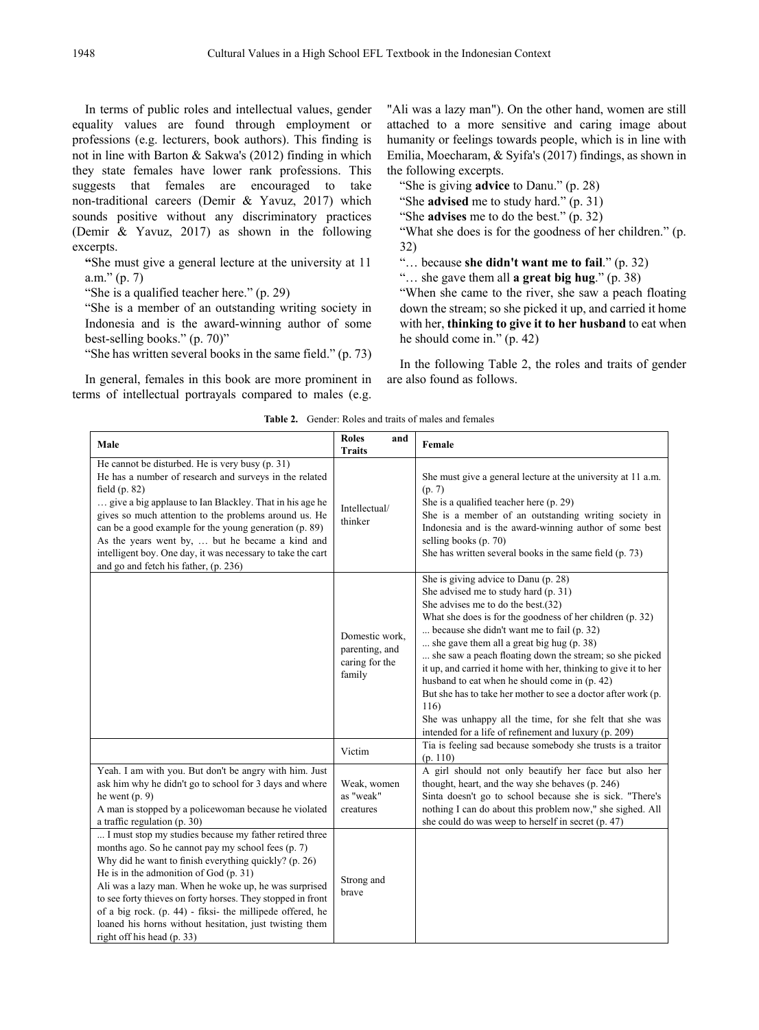In terms of public roles and intellectual values, gender equality values are found through employment or professions (e.g. lecturers, book authors). This finding is not in line with Barton & Sakwa's (2012) finding in which they state females have lower rank professions. This suggests that females are encouraged to take non-traditional careers (Demir & Yavuz, 2017) which sounds positive without any discriminatory practices (Demir & Yavuz, 2017) as shown in the following excerpts.

"She must give a general lecture at the university at 11 a.m." (p. 7)

"She is a qualified teacher here." (p. 29)

"She is a member of an outstanding writing society in Indonesia and is the award-winning author of some best-selling books." (p. 70)"

"She has written several books in the same field." (p. 73)

In general, females in this book are more prominent in terms of intellectual portrayals compared to males (e.g. "Ali was a lazy man"). On the other hand, women are still attached to a more sensitive and caring image about humanity or feelings towards people, which is in line with Emilia, Moecharam, & Syifa's (2017) findings, as shown in the following excerpts.

"She is giving **advice** to Danu." (p. 28)

"She **advised** me to study hard." (p. 31)

"She **advises** me to do the best." (p. 32)

"What she does is for the goodness of her children." (p. 32)

"… because **she didn't want me to fail**." (p. 32)

"… she gave them all **a great big hug**." (p. 38)

"When she came to the river, she saw a peach floating down the stream; so she picked it up, and carried it home with her, **thinking to give it to her husband** to eat when he should come in." (p. 42)

In the following Table 2, the roles and traits of gender are also found as follows.

**Table 2.** Gender: Roles and traits of males and females

| Male | Roles and Traits | Female |
|---|---|---|
| He cannot be disturbed. He is very busy (p. 31)<br>He has a number of research and surveys in the related field (p. 82)<br>… give a big applause to Ian Blackley. That in his age he gives so much attention to the problems around us. He can be a good example for the young generation (p. 89)<br>As the years went by, … but he became a kind and intelligent boy. One day, it was necessary to take the cart and go and fetch his father, (p. 236) | Intellectual/ thinker | She must give a general lecture at the university at 11 a.m. (p. 7)<br>She is a qualified teacher here (p. 29)<br>She is a member of an outstanding writing society in Indonesia and is the award-winning author of some best selling books (p. 70)<br>She has written several books in the same field (p. 73) |
| | Domestic work, parenting, and caring for the family | She is giving advice to Danu (p. 28)<br>She advised me to study hard (p. 31)<br>She advises me to do the best.(32)<br>What she does is for the goodness of her children (p. 32)<br>... because she didn't want me to fail (p. 32)<br>... she gave them all a great big hug (p. 38)<br>... she saw a peach floating down the stream; so she picked it up, and carried it home with her, thinking to give it to her husband to eat when he should come in (p. 42)<br>But she has to take her mother to see a doctor after work (p. 116)<br>She was unhappy all the time, for she felt that she was intended for a life of refinement and luxury (p. 209) |
| | Victim | Tia is feeling sad because somebody she trusts is a traitor (p. 110) |
| Yeah. I am with you. But don't be angry with him. Just ask him why he didn't go to school for 3 days and where he went (p. 9)<br>A man is stopped by a policewoman because he violated a traffic regulation (p. 30) | Weak, women as "weak" creatures | A girl should not only beautify her face but also her thought, heart, and the way she behaves (p. 246)<br>Sinta doesn't go to school because she is sick. "There's nothing I can do about this problem now," she sighed. All she could do was weep to herself in secret (p. 47) |
| ... I must stop my studies because my father retired three months ago. So he cannot pay my school fees (p. 7)<br>Why did he want to finish everything quickly? (p. 26)<br>He is in the admonition of God (p. 31)<br>Ali was a lazy man. When he woke up, he was surprised to see forty thieves on forty horses. They stopped in front of a big rock. (p. 44) - fiksi- the millipede offered, he loaned his horns without hesitation, just twisting them right off his head (p. 33) | Strong and brave | |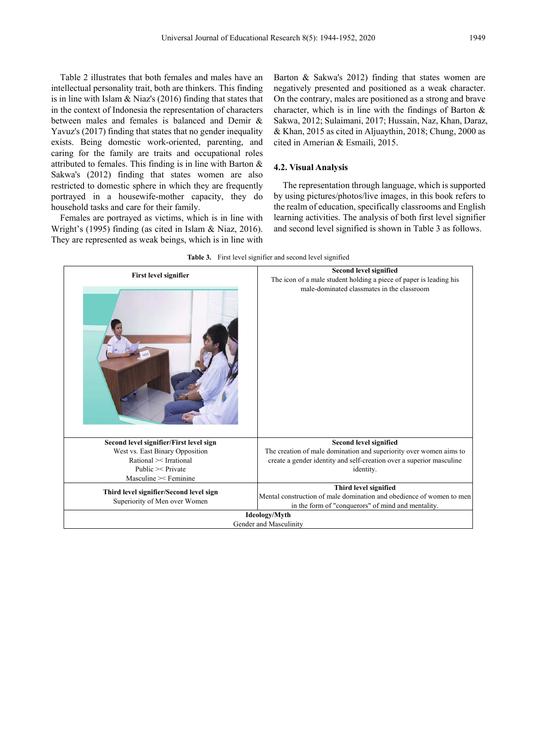Table 2 illustrates that both females and males have an intellectual personality trait, both are thinkers. This finding is in line with Islam & Niaz's (2016) finding that states that in the context of Indonesia the representation of characters between males and females is balanced and Demir & Yavuz's (2017) finding that states that no gender inequality exists. Being domestic work-oriented, parenting, and caring for the family are traits and occupational roles attributed to females. This finding is in line with Barton & Sakwa's (2012) finding that states women are also restricted to domestic sphere in which they are frequently portrayed in a housewife-mother capacity, they do household tasks and care for their family.

Females are portrayed as victims, which is in line with Wright's (1995) finding (as cited in Islam & Niaz, 2016). They are represented as weak beings, which is in line with Barton & Sakwa's 2012) finding that states women are negatively presented and positioned as a weak character. On the contrary, males are positioned as a strong and brave character, which is in line with the findings of Barton & Sakwa, 2012; Sulaimani, 2017; Hussain, Naz, Khan, Daraz, & Khan, 2015 as cited in Aljuaythin, 2018; Chung, 2000 as cited in Amerian & Esmaili, 2015.

### 4.2. Visual Analysis

The representation through language, which is supported by using pictures/photos/live images, in this book refers to the realm of education, specifically classrooms and English learning activities. The analysis of both first level signifier and second level signified is shown in Table 3 as follows.

**Table 3.** First level signifier and second level signified

| **First level signifier** | **Second level signified**<br>The icon of a male student holding a piece of paper is leading his male-dominated classmates in the classroom |
|---|---|
| **Second level signifier/First level sign**<br>West vs. East Binary Opposition<br>Rational >< Irrational<br>Public >< Private<br>Masculine >< Feminine | **Second level signified**<br>The creation of male domination and superiority over women aims to create a gender identity and self-creation over a superior masculine identity. |
| **Third level signifier/Second level sign**<br>Superiority of Men over Women | **Third level signified**<br>Mental construction of male domination and obedience of women to men in the form of "conquerors" of mind and mentality. |
| **Ideology/Myth**<br>Gender and Masculinity | |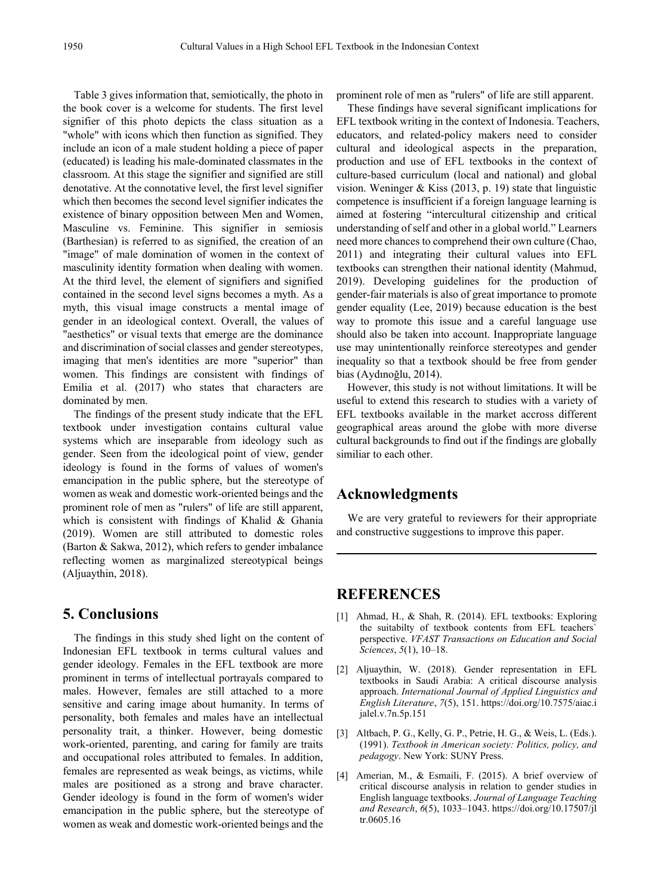Table 3 gives information that, semiotically, the photo in the book cover is a welcome for students. The first level signifier of this photo depicts the class situation as a "whole" with icons which then function as signified. They include an icon of a male student holding a piece of paper (educated) is leading his male-dominated classmates in the classroom. At this stage the signifier and signified are still denotative. At the connotative level, the first level signifier which then becomes the second level signifier indicates the existence of binary opposition between Men and Women, Masculine vs. Feminine. This signifier in semiosis (Barthesian) is referred to as signified, the creation of an "image" of male domination of women in the context of masculinity identity formation when dealing with women. At the third level, the element of signifiers and signified contained in the second level signs becomes a myth. As a myth, this visual image constructs a mental image of gender in an ideological context. Overall, the values of "aesthetics" or visual texts that emerge are the dominance and discrimination of social classes and gender stereotypes, imaging that men's identities are more "superior" than women. This findings are consistent with findings of Emilia et al. (2017) who states that characters are dominated by men.

The findings of the present study indicate that the EFL textbook under investigation contains cultural value systems which are inseparable from ideology such as gender. Seen from the ideological point of view, gender ideology is found in the forms of values of women's emancipation in the public sphere, but the stereotype of women as weak and domestic work-oriented beings and the prominent role of men as "rulers" of life are still apparent, which is consistent with findings of Khalid & Ghania (2019). Women are still attributed to domestic roles (Barton & Sakwa, 2012), which refers to gender imbalance reflecting women as marginalized stereotypical beings (Aljuaythin, 2018).

## 5. Conclusions

The findings in this study shed light on the content of Indonesian EFL textbook in terms cultural values and gender ideology. Females in the EFL textbook are more prominent in terms of intellectual portrayals compared to males. However, females are still attached to a more sensitive and caring image about humanity. In terms of personality, both females and males have an intellectual personality trait, a thinker. However, being domestic work-oriented, parenting, and caring for family are traits and occupational roles attributed to females. In addition, females are represented as weak beings, as victims, while males are positioned as a strong and brave character. Gender ideology is found in the form of women's wider emancipation in the public sphere, but the stereotype of women as weak and domestic work-oriented beings and the prominent role of men as "rulers" of life are still apparent.

These findings have several significant implications for EFL textbook writing in the context of Indonesia. Teachers, educators, and related-policy makers need to consider cultural and ideological aspects in the preparation, production and use of EFL textbooks in the context of culture-based curriculum (local and national) and global vision. Weninger & Kiss (2013, p. 19) state that linguistic competence is insufficient if a foreign language learning is aimed at fostering "intercultural citizenship and critical understanding of self and other in a global world." Learners need more chances to comprehend their own culture (Chao, 2011) and integrating their cultural values into EFL textbooks can strengthen their national identity (Mahmud, 2019). Developing guidelines for the production of gender-fair materials is also of great importance to promote gender equality (Lee, 2019) because education is the best way to promote this issue and a careful language use should also be taken into account. Inappropriate language use may unintentionally reinforce stereotypes and gender inequality so that a textbook should be free from gender bias (Aydınoğlu, 2014).

However, this study is not without limitations. It will be useful to extend this research to studies with a variety of EFL textbooks available in the market accross different geographical areas around the globe with more diverse cultural backgrounds to find out if the findings are globally similiar to each other.

## Acknowledgments

We are very grateful to reviewers for their appropriate and constructive suggestions to improve this paper.

## REFERENCES

[1] Ahmad, H., & Shah, R. (2014). EFL textbooks: Exploring the suitabilty of textbook contents from EFL teachers` perspective. *VFAST Transactions on Education and Social Sciences*, *5*(1), 10–18.

[2] Aljuaythin, W. (2018). Gender representation in EFL textbooks in Saudi Arabia: A critical discourse analysis approach. *International Journal of Applied Linguistics and English Literature*, *7*(5), 151. https://doi.org/10.7575/aiac.ijalel.v.7n.5p.151

[3] Altbach, P. G., Kelly, G. P., Petrie, H. G., & Weis, L. (Eds.). (1991). *Textbook in American society: Politics, policy, and pedagogy*. New York: SUNY Press.

[4] Amerian, M., & Esmaili, F. (2015). A brief overview of critical discourse analysis in relation to gender studies in English language textbooks. *Journal of Language Teaching and Research*, *6*(5), 1033–1043. https://doi.org/10.17507/jltr.0605.16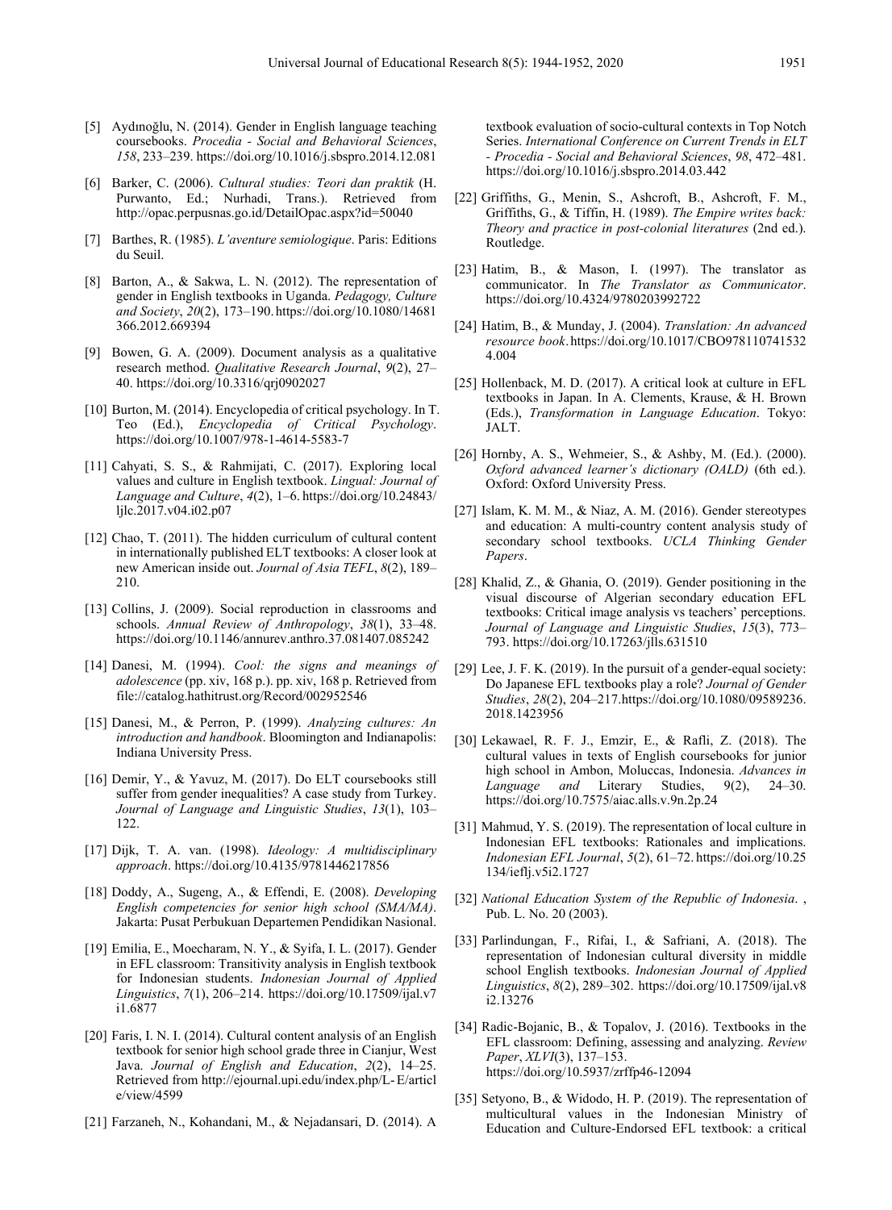[5] Aydınoğlu, N. (2014). Gender in English language teaching coursebooks. *Procedia - Social and Behavioral Sciences*, *158*, 233–239. https://doi.org/10.1016/j.sbspro.2014.12.081

[6] Barker, C. (2006). *Cultural studies: Teori dan praktik* (H. Purwanto, Ed.; Nurhadi, Trans.). Retrieved from http://opac.perpusnas.go.id/DetailOpac.aspx?id=50040

[7] Barthes, R. (1985). *L'aventure semiologique*. Paris: Editions du Seuil.

[8] Barton, A., & Sakwa, L. N. (2012). The representation of gender in English textbooks in Uganda. *Pedagogy, Culture and Society*, *20*(2), 173–190. https://doi.org/10.1080/14681366.2012.669394

[9] Bowen, G. A. (2009). Document analysis as a qualitative research method. *Qualitative Research Journal*, *9*(2), 27–40. https://doi.org/10.3316/qrj0902027

[10] Burton, M. (2014). Encyclopedia of critical psychology. In T. Teo (Ed.), *Encyclopedia of Critical Psychology*. https://doi.org/10.1007/978-1-4614-5583-7

[11] Cahyati, S. S., & Rahmijati, C. (2017). Exploring local values and culture in English textbook. *Lingual: Journal of Language and Culture*, *4*(2), 1–6. https://doi.org/10.24843/ljlc.2017.v04.i02.p07

[12] Chao, T. (2011). The hidden curriculum of cultural content in internationally published ELT textbooks: A closer look at new American inside out. *Journal of Asia TEFL*, *8*(2), 189–210.

[13] Collins, J. (2009). Social reproduction in classrooms and schools. *Annual Review of Anthropology*, *38*(1), 33–48. https://doi.org/10.1146/annurev.anthro.37.081407.085242

[14] Danesi, M. (1994). *Cool: the signs and meanings of adolescence* (pp. xiv, 168 p.). pp. xiv, 168 p. Retrieved from file://catalog.hathitrust.org/Record/002952546

[15] Danesi, M., & Perron, P. (1999). *Analyzing cultures: An introduction and handbook*. Bloomington and Indianapolis: Indiana University Press.

[16] Demir, Y., & Yavuz, M. (2017). Do ELT coursebooks still suffer from gender inequalities? A case study from Turkey. *Journal of Language and Linguistic Studies*, *13*(1), 103–122.

[17] Dijk, T. A. van. (1998). *Ideology: A multidisciplinary approach*. https://doi.org/10.4135/9781446217856

[18] Doddy, A., Sugeng, A., & Effendi, E. (2008). *Developing English competencies for senior high school (SMA/MA)*. Jakarta: Pusat Perbukuan Departemen Pendidikan Nasional.

[19] Emilia, E., Moecharam, N. Y., & Syifa, I. L. (2017). Gender in EFL classroom: Transitivity analysis in English textbook for Indonesian students. *Indonesian Journal of Applied Linguistics*, *7*(1), 206–214. https://doi.org/10.17509/ijal.v7i1.6877

[20] Faris, I. N. I. (2014). Cultural content analysis of an English textbook for senior high school grade three in Cianjur, West Java. *Journal of English and Education*, *2*(2), 14–25. Retrieved from http://ejournal.upi.edu/index.php/L-E/article/view/4599

[21] Farzaneh, N., Kohandani, M., & Nejadansari, D. (2014). A textbook evaluation of socio-cultural contexts in Top Notch Series. *International Conference on Current Trends in ELT - Procedia - Social and Behavioral Sciences*, *98*, 472–481. https://doi.org/10.1016/j.sbspro.2014.03.442

[22] Griffiths, G., Menin, S., Ashcroft, B., Ashcroft, F. M., Griffiths, G., & Tiffin, H. (1989). *The Empire writes back: Theory and practice in post-colonial literatures* (2nd ed.). Routledge.

[23] Hatim, B., & Mason, I. (1997). The translator as communicator. In *The Translator as Communicator*. https://doi.org/10.4324/9780203992722

[24] Hatim, B., & Munday, J. (2004). *Translation: An advanced resource book*. https://doi.org/10.1017/CBO9781107415324.004

[25] Hollenback, M. D. (2017). A critical look at culture in EFL textbooks in Japan. In A. Clements, Krause, & H. Brown (Eds.), *Transformation in Language Education*. Tokyo: JALT.

[26] Hornby, A. S., Wehmeier, S., & Ashby, M. (Ed.). (2000). *Oxford advanced learner's dictionary (OALD)* (6th ed.). Oxford: Oxford University Press.

[27] Islam, K. M. M., & Niaz, A. M. (2016). Gender stereotypes and education: A multi-country content analysis study of secondary school textbooks. *UCLA Thinking Gender Papers*.

[28] Khalid, Z., & Ghania, O. (2019). Gender positioning in the visual discourse of Algerian secondary education EFL textbooks: Critical image analysis vs teachers' perceptions. *Journal of Language and Linguistic Studies*, *15*(3), 773–793. https://doi.org/10.17263/jlls.631510

[29] Lee, J. F. K. (2019). In the pursuit of a gender-equal society: Do Japanese EFL textbooks play a role? *Journal of Gender Studies*, *28*(2), 204–217. https://doi.org/10.1080/09589236.2018.1423956

[30] Lekawael, R. F. J., Emzir, E., & Rafli, Z. (2018). The cultural values in texts of English coursebooks for junior high school in Ambon, Moluccas, Indonesia. *Advances in Language and* Literary Studies, 9(2), 24–30. https://doi.org/10.7575/aiac.alls.v.9n.2p.24

[31] Mahmud, Y. S. (2019). The representation of local culture in Indonesian EFL textbooks: Rationales and implications. *Indonesian EFL Journal*, *5*(2), 61–72. https://doi.org/10.25134/ieflj.v5i2.1727

[32] *National Education System of the Republic of Indonesia*. , Pub. L. No. 20 (2003).

[33] Parlindungan, F., Rifai, I., & Safriani, A. (2018). The representation of Indonesian cultural diversity in middle school English textbooks. *Indonesian Journal of Applied Linguistics*, *8*(2), 289–302. https://doi.org/10.17509/ijal.v8i2.13276

[34] Radic-Bojanic, B., & Topalov, J. (2016). Textbooks in the EFL classroom: Defining, assessing and analyzing. *Review Paper*, *XLVI*(3), 137–153. https://doi.org/10.5937/zrffp46-12094

[35] Setyono, B., & Widodo, H. P. (2019). The representation of multicultural values in the Indonesian Ministry of Education and Culture-Endorsed EFL textbook: a critical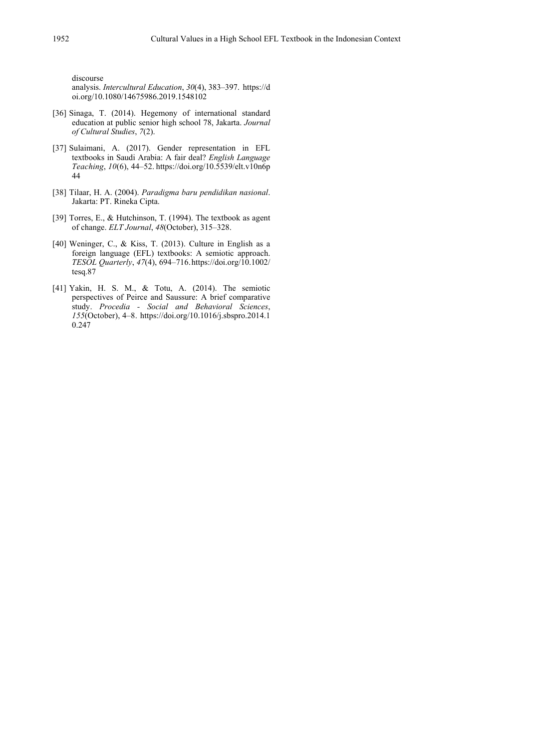discourse analysis. *Intercultural Education*, *30*(4), 383–397. https://doi.org/10.1080/14675986.2019.1548102

[36] Sinaga, T. (2014). Hegemony of international standard education at public senior high school 78, Jakarta. *Journal of Cultural Studies*, *7*(2).

[37] Sulaimani, A. (2017). Gender representation in EFL textbooks in Saudi Arabia: A fair deal? *English Language Teaching*, *10*(6), 44–52. https://doi.org/10.5539/elt.v10n6p44

[38] Tilaar, H. A. (2004). *Paradigma baru pendidikan nasional*. Jakarta: PT. Rineka Cipta.

[39] Torres, E., & Hutchinson, T. (1994). The textbook as agent of change. *ELT Journal*, *48*(October), 315–328.

[40] Weninger, C., & Kiss, T. (2013). Culture in English as a foreign language (EFL) textbooks: A semiotic approach. *TESOL Quarterly*, *47*(4), 694–716. https://doi.org/10.1002/tesq.87

[41] Yakin, H. S. M., & Totu, A. (2014). The semiotic perspectives of Peirce and Saussure: A brief comparative study. *Procedia - Social and Behavioral Sciences*, *155*(October), 4–8. https://doi.org/10.1016/j.sbspro.2014.10.247